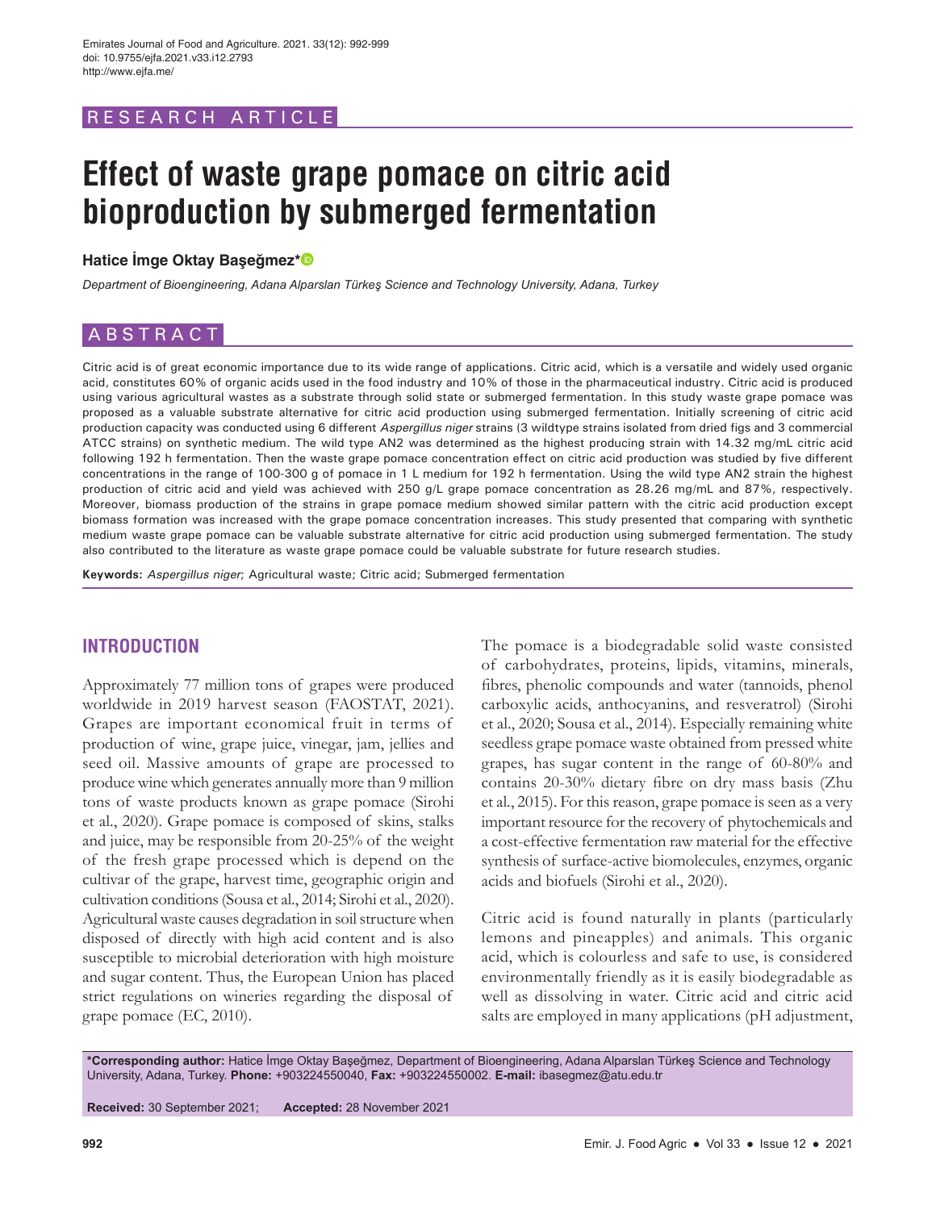RESEARCH ARTICLE

# Effect of waste grape pomace on citric acid bioproduction by submerged fermentation

**Hatice İmge Oktay Başeğmez***

*Department of Bioengineering, Adana Alparslan Türkeş Science and Technology University, Adana, Turkey*

## ABSTRACT

Citric acid is of great economic importance due to its wide range of applications. Citric acid, which is a versatile and widely used organic acid, constitutes 60% of organic acids used in the food industry and 10% of those in the pharmaceutical industry. Citric acid is produced using various agricultural wastes as a substrate through solid state or submerged fermentation. In this study waste grape pomace was proposed as a valuable substrate alternative for citric acid production using submerged fermentation. Initially screening of citric acid production capacity was conducted using 6 different *Aspergillus niger* strains (3 wildtype strains isolated from dried figs and 3 commercial ATCC strains) on synthetic medium. The wild type AN2 was determined as the highest producing strain with 14.32 mg/mL citric acid following 192 h fermentation. Then the waste grape pomace concentration effect on citric acid production was studied by five different concentrations in the range of 100-300 g of pomace in 1 L medium for 192 h fermentation. Using the wild type AN2 strain the highest production of citric acid and yield was achieved with 250 g/L grape pomace concentration as 28.26 mg/mL and 87%, respectively. Moreover, biomass production of the strains in grape pomace medium showed similar pattern with the citric acid production except biomass formation was increased with the grape pomace concentration increases. This study presented that comparing with synthetic medium waste grape pomace can be valuable substrate alternative for citric acid production using submerged fermentation. The study also contributed to the literature as waste grape pomace could be valuable substrate for future research studies.

**Keywords:** *Aspergillus niger*; Agricultural waste; Citric acid; Submerged fermentation

## INTRODUCTION

Approximately 77 million tons of grapes were produced worldwide in 2019 harvest season (FAOSTAT, 2021). Grapes are important economical fruit in terms of production of wine, grape juice, vinegar, jam, jellies and seed oil. Massive amounts of grape are processed to produce wine which generates annually more than 9 million tons of waste products known as grape pomace (Sirohi et al., 2020). Grape pomace is composed of skins, stalks and juice, may be responsible from 20-25% of the weight of the fresh grape processed which is depend on the cultivar of the grape, harvest time, geographic origin and cultivation conditions (Sousa et al., 2014; Sirohi et al., 2020). Agricultural waste causes degradation in soil structure when disposed of directly with high acid content and is also susceptible to microbial deterioration with high moisture and sugar content. Thus, the European Union has placed strict regulations on wineries regarding the disposal of grape pomace (EC, 2010).

The pomace is a biodegradable solid waste consisted of carbohydrates, proteins, lipids, vitamins, minerals, fibres, phenolic compounds and water (tannoids, phenol carboxylic acids, anthocyanins, and resveratrol) (Sirohi et al., 2020; Sousa et al., 2014). Especially remaining white seedless grape pomace waste obtained from pressed white grapes, has sugar content in the range of 60-80% and contains 20-30% dietary fibre on dry mass basis (Zhu et al., 2015). For this reason, grape pomace is seen as a very important resource for the recovery of phytochemicals and a cost-effective fermentation raw material for the effective synthesis of surface-active biomolecules, enzymes, organic acids and biofuels (Sirohi et al., 2020).

Citric acid is found naturally in plants (particularly lemons and pineapples) and animals. This organic acid, which is colourless and safe to use, is considered environmentally friendly as it is easily biodegradable as well as dissolving in water. Citric acid and citric acid salts are employed in many applications (pH adjustment,

**\*Corresponding author:** Hatice İmge Oktay Başeğmez, Department of Bioengineering, Adana Alparslan Türkeş Science and Technology University, Adana, Turkey. **Phone:** +903224550040, **Fax:** +903224550002. **E-mail:** ibasegmez@atu.edu.tr

**Received:** 30 September 2021; **Accepted:** 28 November 2021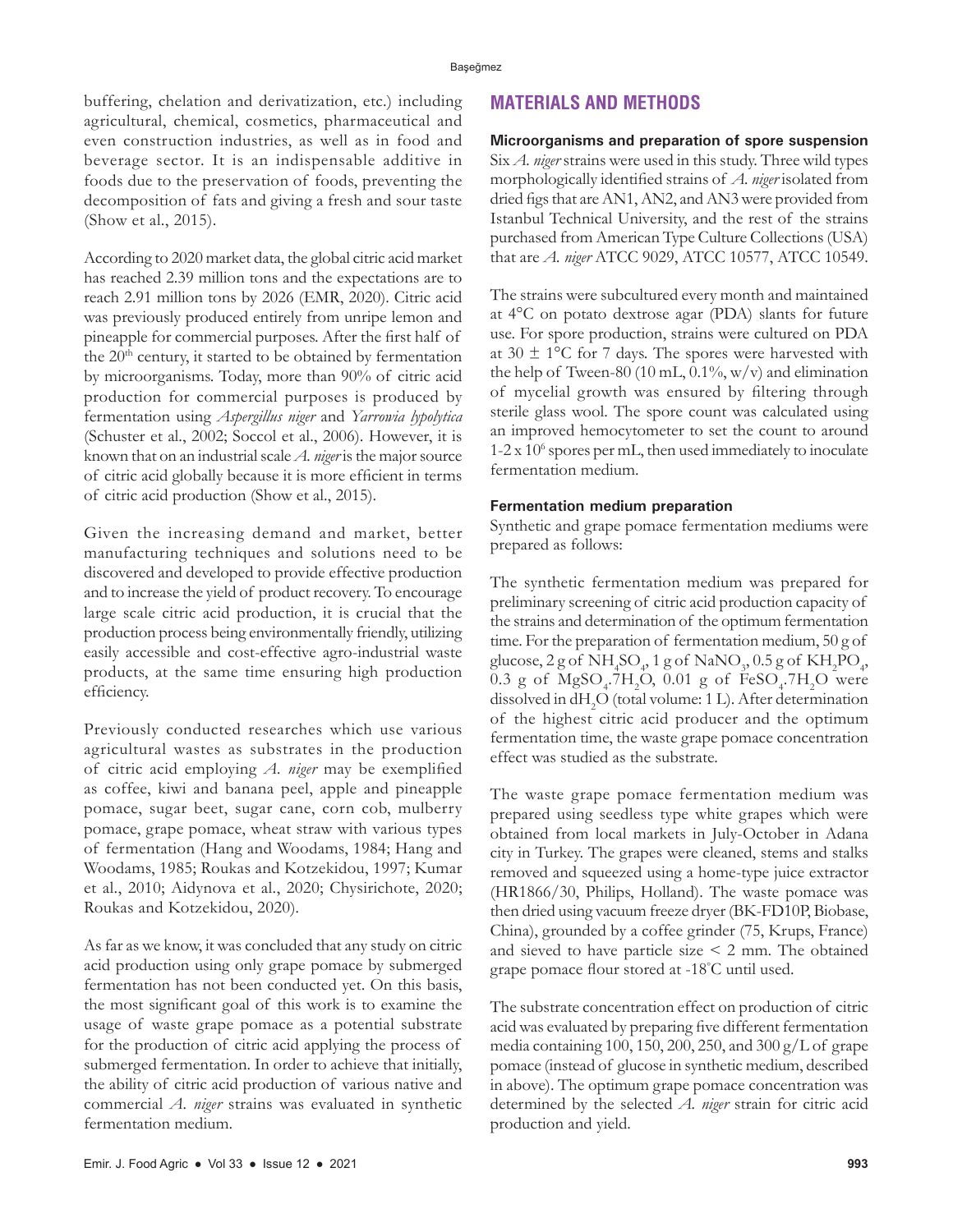buffering, chelation and derivatization, etc.) including agricultural, chemical, cosmetics, pharmaceutical and even construction industries, as well as in food and beverage sector. It is an indispensable additive in foods due to the preservation of foods, preventing the decomposition of fats and giving a fresh and sour taste (Show et al., 2015).

According to 2020 market data, the global citric acid market has reached 2.39 million tons and the expectations are to reach 2.91 million tons by 2026 (EMR, 2020). Citric acid was previously produced entirely from unripe lemon and pineapple for commercial purposes. After the first half of the 20th century, it started to be obtained by fermentation by microorganisms. Today, more than 90% of citric acid production for commercial purposes is produced by fermentation using *Aspergillus niger* and *Yarrowia lypolytica* (Schuster et al., 2002; Soccol et al., 2006). However, it is known that on an industrial scale *A. niger* is the major source of citric acid globally because it is more efficient in terms of citric acid production (Show et al., 2015).

Given the increasing demand and market, better manufacturing techniques and solutions need to be discovered and developed to provide effective production and to increase the yield of product recovery. To encourage large scale citric acid production, it is crucial that the production process being environmentally friendly, utilizing easily accessible and cost-effective agro-industrial waste products, at the same time ensuring high production efficiency.

Previously conducted researches which use various agricultural wastes as substrates in the production of citric acid employing *A. niger* may be exemplified as coffee, kiwi and banana peel, apple and pineapple pomace, sugar beet, sugar cane, corn cob, mulberry pomace, grape pomace, wheat straw with various types of fermentation (Hang and Woodams, 1984; Hang and Woodams, 1985; Roukas and Kotzekidou, 1997; Kumar et al., 2010; Aidynova et al., 2020; Chysirichote, 2020; Roukas and Kotzekidou, 2020).

As far as we know, it was concluded that any study on citric acid production using only grape pomace by submerged fermentation has not been conducted yet. On this basis, the most significant goal of this work is to examine the usage of waste grape pomace as a potential substrate for the production of citric acid applying the process of submerged fermentation. In order to achieve that initially, the ability of citric acid production of various native and commercial *A. niger* strains was evaluated in synthetic fermentation medium.

## MATERIALS AND METHODS

### Microorganisms and preparation of spore suspension

Six *A. niger* strains were used in this study. Three wild types morphologically identified strains of *A. niger* isolated from dried figs that are AN1, AN2, and AN3 were provided from Istanbul Technical University, and the rest of the strains purchased from American Type Culture Collections (USA) that are *A. niger* ATCC 9029, ATCC 10577, ATCC 10549.

The strains were subcultured every month and maintained at 4°C on potato dextrose agar (PDA) slants for future use. For spore production, strains were cultured on PDA at 30 ± 1°C for 7 days. The spores were harvested with the help of Tween-80 (10 mL, 0.1%, w/v) and elimination of mycelial growth was ensured by filtering through sterile glass wool. The spore count was calculated using an improved hemocytometer to set the count to around $1\text{-}2 \times 10^6$ spores per mL, then used immediately to inoculate fermentation medium.

### Fermentation medium preparation

Synthetic and grape pomace fermentation mediums were prepared as follows:

The synthetic fermentation medium was prepared for preliminary screening of citric acid production capacity of the strains and determination of the optimum fermentation time. For the preparation of fermentation medium, 50 g of glucose, 2 g of $NH_4SO_4$, 1 g of $NaNO_3$, 0.5 g of $KH_2PO_4$, 0.3 g of $MgSO_4.7H_2O$, 0.01 g of $FeSO_4.7H_2O$ were dissolved in $dH_2O$ (total volume: 1 L). After determination of the highest citric acid producer and the optimum fermentation time, the waste grape pomace concentration effect was studied as the substrate.

The waste grape pomace fermentation medium was prepared using seedless type white grapes which were obtained from local markets in July-October in Adana city in Turkey. The grapes were cleaned, stems and stalks removed and squeezed using a home-type juice extractor (HR1866/30, Philips, Holland). The waste pomace was then dried using vacuum freeze dryer (BK-FD10P, Biobase, China), grounded by a coffee grinder (75, Krups, France) and sieved to have particle size < 2 mm. The obtained grape pomace flour stored at -18°C until used.

The substrate concentration effect on production of citric acid was evaluated by preparing five different fermentation media containing 100, 150, 200, 250, and 300 g/L of grape pomace (instead of glucose in synthetic medium, described in above). The optimum grape pomace concentration was determined by the selected *A. niger* strain for citric acid production and yield.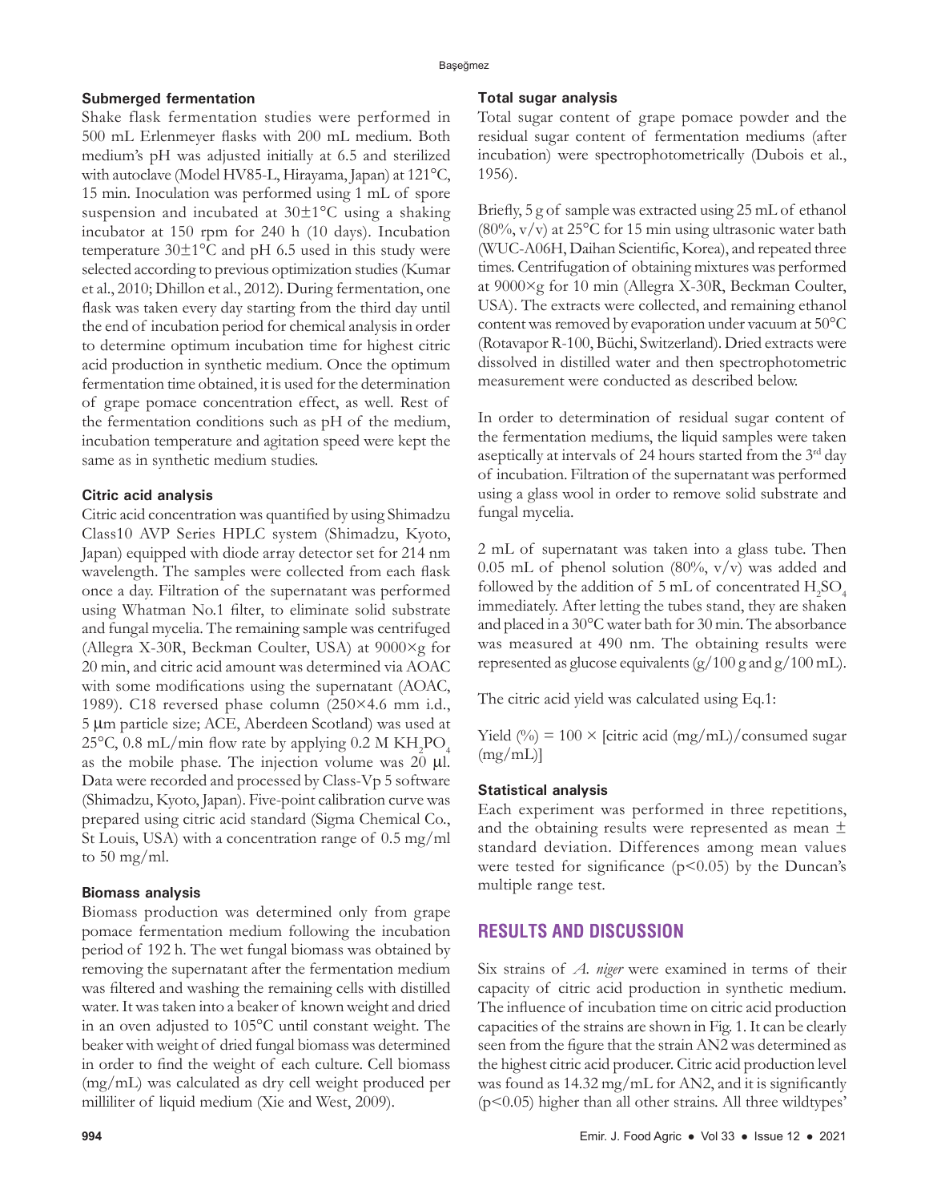### Submerged fermentation

Shake flask fermentation studies were performed in 500 mL Erlenmeyer flasks with 200 mL medium. Both medium's pH was adjusted initially at 6.5 and sterilized with autoclave (Model HV85-L, Hirayama, Japan) at 121°C, 15 min. Inoculation was performed using 1 mL of spore suspension and incubated at 30±1°C using a shaking incubator at 150 rpm for 240 h (10 days). Incubation temperature 30±1°C and pH 6.5 used in this study were selected according to previous optimization studies (Kumar et al., 2010; Dhillon et al., 2012). During fermentation, one flask was taken every day starting from the third day until the end of incubation period for chemical analysis in order to determine optimum incubation time for highest citric acid production in synthetic medium. Once the optimum fermentation time obtained, it is used for the determination of grape pomace concentration effect, as well. Rest of the fermentation conditions such as pH of the medium, incubation temperature and agitation speed were kept the same as in synthetic medium studies.

### Citric acid analysis

Citric acid concentration was quantified by using Shimadzu Class10 AVP Series HPLC system (Shimadzu, Kyoto, Japan) equipped with diode array detector set for 214 nm wavelength. The samples were collected from each flask once a day. Filtration of the supernatant was performed using Whatman No.1 filter, to eliminate solid substrate and fungal mycelia. The remaining sample was centrifuged (Allegra X-30R, Beckman Coulter, USA) at 9000×g for 20 min, and citric acid amount was determined via AOAC with some modifications using the supernatant (AOAC, 1989). C18 reversed phase column (250×4.6 mm i.d., 5 μm particle size; ACE, Aberdeen Scotland) was used at 25°C, 0.8 mL/min flow rate by applying 0.2 M $KH_2PO_4$ as the mobile phase. The injection volume was 20 μl. Data were recorded and processed by Class-Vp 5 software (Shimadzu, Kyoto, Japan). Five-point calibration curve was prepared using citric acid standard (Sigma Chemical Co., St Louis, USA) with a concentration range of 0.5 mg/ml to 50 mg/ml.

### Biomass analysis

Biomass production was determined only from grape pomace fermentation medium following the incubation period of 192 h. The wet fungal biomass was obtained by removing the supernatant after the fermentation medium was filtered and washing the remaining cells with distilled water. It was taken into a beaker of known weight and dried in an oven adjusted to 105°C until constant weight. The beaker with weight of dried fungal biomass was determined in order to find the weight of each culture. Cell biomass (mg/mL) was calculated as dry cell weight produced per milliliter of liquid medium (Xie and West, 2009).

### Total sugar analysis

Total sugar content of grape pomace powder and the residual sugar content of fermentation mediums (after incubation) were spectrophotometrically (Dubois et al., 1956).

Briefly, 5 g of sample was extracted using 25 mL of ethanol (80%, v/v) at 25°C for 15 min using ultrasonic water bath (WUC-A06H, Daihan Scientific, Korea), and repeated three times. Centrifugation of obtaining mixtures was performed at 9000×g for 10 min (Allegra X-30R, Beckman Coulter, USA). The extracts were collected, and remaining ethanol content was removed by evaporation under vacuum at 50°C (Rotavapor R-100, Büchi, Switzerland). Dried extracts were dissolved in distilled water and then spectrophotometric measurement were conducted as described below.

In order to determination of residual sugar content of the fermentation mediums, the liquid samples were taken aseptically at intervals of 24 hours started from the 3rd day of incubation. Filtration of the supernatant was performed using a glass wool in order to remove solid substrate and fungal mycelia.

2 mL of supernatant was taken into a glass tube. Then 0.05 mL of phenol solution (80%, v/v) was added and followed by the addition of 5 mL of concentrated $H_2SO_4$ immediately. After letting the tubes stand, they are shaken and placed in a 30°C water bath for 30 min. The absorbance was measured at 490 nm. The obtaining results were represented as glucose equivalents (g/100 g and g/100 mL).

The citric acid yield was calculated using Eq.1:

$$\text{Yield (\%)} = 100 \times [\text{citric acid (mg/mL)}/\text{consumed sugar (mg/mL)}]$$

### Statistical analysis

Each experiment was performed in three repetitions, and the obtaining results were represented as mean ± standard deviation. Differences among mean values were tested for significance ($p<0.05$) by the Duncan's multiple range test.

## RESULTS AND DISCUSSION

Six strains of *A. niger* were examined in terms of their capacity of citric acid production in synthetic medium. The influence of incubation time on citric acid production capacities of the strains are shown in Fig. 1. It can be clearly seen from the figure that the strain AN2 was determined as the highest citric acid producer. Citric acid production level was found as 14.32 mg/mL for AN2, and it is significantly ($p<0.05$) higher than all other strains. All three wildtypes'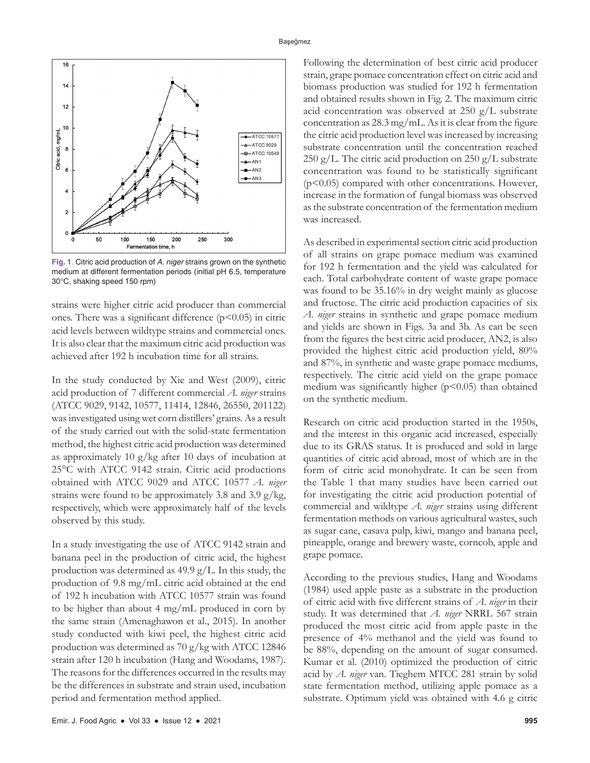Fig. 1. Citric acid production of *A. niger* strains grown on the synthetic medium at different fermentation periods (initial pH 6.5, temperature 30°C, shaking speed 150 rpm)

strains were higher citric acid producer than commercial ones. There was a significant difference ($p<0.05$) in citric acid levels between wildtype strains and commercial ones. It is also clear that the maximum citric acid production was achieved after 192 h incubation time for all strains.

In the study conducted by Xie and West (2009), citric acid production of 7 different commercial *A. niger* strains (ATCC 9029, 9142, 10577, 11414, 12846, 26550, 201122) was investigated using wet corn distillers' grains. As a result of the study carried out with the solid-state fermentation method, the highest citric acid production was determined as approximately 10 g/kg after 10 days of incubation at 25°C with ATCC 9142 strain. Citric acid productions obtained with ATCC 9029 and ATCC 10577 *A. niger* strains were found to be approximately 3.8 and 3.9 g/kg, respectively, which were approximately half of the levels observed by this study.

In a study investigating the use of ATCC 9142 strain and banana peel in the production of citric acid, the highest production was determined as 49.9 g/L. In this study, the production of 9.8 mg/mL citric acid obtained at the end of 192 h incubation with ATCC 10577 strain was found to be higher than about 4 mg/mL produced in corn by the same strain (Amenaghawon et al., 2015). In another study conducted with kiwi peel, the highest citric acid production was determined as 70 g/kg with ATCC 12846 strain after 120 h incubation (Hang and Woodams, 1987). The reasons for the differences occurred in the results may be the differences in substrate and strain used, incubation period and fermentation method applied.

Following the determination of best citric acid producer strain, grape pomace concentration effect on citric acid and biomass production was studied for 192 h fermentation and obtained results shown in Fig. 2. The maximum citric acid concentration was observed at 250 g/L substrate concentration as 28.3 mg/mL. As it is clear from the figure the citric acid production level was increased by increasing substrate concentration until the concentration reached 250 g/L. The citric acid production on 250 g/L substrate concentration was found to be statistically significant ($p<0.05$) compared with other concentrations. However, increase in the formation of fungal biomass was observed as the substrate concentration of the fermentation medium was increased.

As described in experimental section citric acid production of all strains on grape pomace medium was examined for 192 h fermentation and the yield was calculated for each. Total carbohydrate content of waste grape pomace was found to be 35.16% in dry weight mainly as glucose and fructose. The citric acid production capacities of six *A. niger* strains in synthetic and grape pomace medium and yields are shown in Figs. 3a and 3b. As can be seen from the figures the best citric acid producer, AN2, is also provided the highest citric acid production yield, 80% and 87%, in synthetic and waste grape pomace mediums, respectively. The citric acid yield on the grape pomace medium was significantly higher ($p<0.05$) than obtained on the synthetic medium.

Research on citric acid production started in the 1950s, and the interest in this organic acid increased, especially due to its GRAS status. It is produced and sold in large quantities of citric acid abroad, most of which are in the form of citric acid monohydrate. It can be seen from the Table 1 that many studies have been carried out for investigating the citric acid production potential of commercial and wildtype *A. niger* strains using different fermentation methods on various agricultural wastes, such as sugar cane, casava pulp, kiwi, mango and banana peel, pineapple, orange and brewery waste, corncob, apple and grape pomace.

According to the previous studies, Hang and Woodams (1984) used apple paste as a substrate in the production of citric acid with five different strains of *A. niger* in their study. It was determined that *A. niger* NRRL 567 strain produced the most citric acid from apple paste in the presence of 4% methanol and the yield was found to be 88%, depending on the amount of sugar consumed. Kumar et al. (2010) optimized the production of citric acid by *A. niger* van. Tieghem MTCC 281 strain by solid state fermentation method, utilizing apple pomace as a substrate. Optimum yield was obtained with 4.6 g citric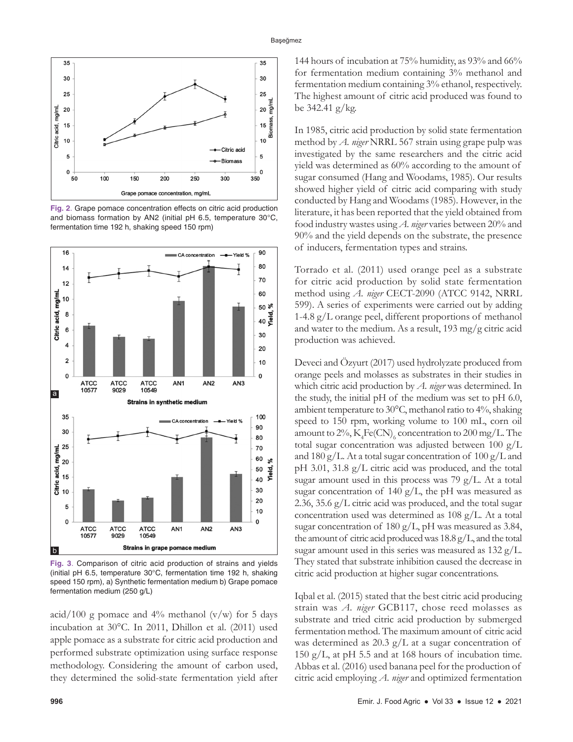Fig. 2. Grape pomace concentration effects on citric acid production and biomass formation by AN2 (initial pH 6.5, temperature 30°C, fermentation time 192 h, shaking speed 150 rpm)

Fig. 3. Comparison of citric acid production of strains and yields (initial pH 6.5, temperature 30°C, fermentation time 192 h, shaking speed 150 rpm), a) Synthetic fermentation medium b) Grape pomace fermentation medium (250 g/L)

acid/100 g pomace and 4% methanol (v/w) for 5 days incubation at 30°C. In 2011, Dhillon et al. (2011) used apple pomace as a substrate for citric acid production and performed substrate optimization using surface response methodology. Considering the amount of carbon used, they determined the solid-state fermentation yield after 144 hours of incubation at 75% humidity, as 93% and 66% for fermentation medium containing 3% methanol and fermentation medium containing 3% ethanol, respectively. The highest amount of citric acid produced was found to be 342.41 g/kg.

In 1985, citric acid production by solid state fermentation method by *A. niger* NRRL 567 strain using grape pulp was investigated by the same researchers and the citric acid yield was determined as 60% according to the amount of sugar consumed (Hang and Woodams, 1985). Our results showed higher yield of citric acid comparing with study conducted by Hang and Woodams (1985). However, in the literature, it has been reported that the yield obtained from food industry wastes using *A. niger* varies between 20% and 90% and the yield depends on the substrate, the presence of inducers, fermentation types and strains.

Torrado et al. (2011) used orange peel as a substrate for citric acid production by solid state fermentation method using *A. niger* CECT-2090 (ATCC 9142, NRRL 599). A series of experiments were carried out by adding 1-4.8 g/L orange peel, different proportions of methanol and water to the medium. As a result, 193 mg/g citric acid production was achieved.

Deveci and Özyurt (2017) used hydrolyzate produced from orange peels and molasses as substrates in their studies in which citric acid production by *A. niger* was determined. In the study, the initial pH of the medium was set to pH 6.0, ambient temperature to 30°C, methanol ratio to 4%, shaking speed to 150 rpm, working volume to 100 mL, corn oil amount to 2%, $K_4Fe(CN)_6$ concentration to 200 mg/L. The total sugar concentration was adjusted between 100 g/L and 180 g/L. At a total sugar concentration of 100 g/L and pH 3.01, 31.8 g/L citric acid was produced, and the total sugar amount used in this process was 79 g/L. At a total sugar concentration of 140 g/L, the pH was measured as 2.36, 35.6 g/L citric acid was produced, and the total sugar concentration used was determined as 108 g/L. At a total sugar concentration of 180 g/L, pH was measured as 3.84, the amount of citric acid produced was 18.8 g/L, and the total sugar amount used in this series was measured as 132 g/L. They stated that substrate inhibition caused the decrease in citric acid production at higher sugar concentrations.

Iqbal et al. (2015) stated that the best citric acid producing strain was *A. niger* GCB117, chose reed molasses as substrate and tried citric acid production by submerged fermentation method. The maximum amount of citric acid was determined as 20.3 g/L at a sugar concentration of 150 g/L, at pH 5.5 and at 168 hours of incubation time. Abbas et al. (2016) used banana peel for the production of citric acid employing *A. niger* and optimized fermentation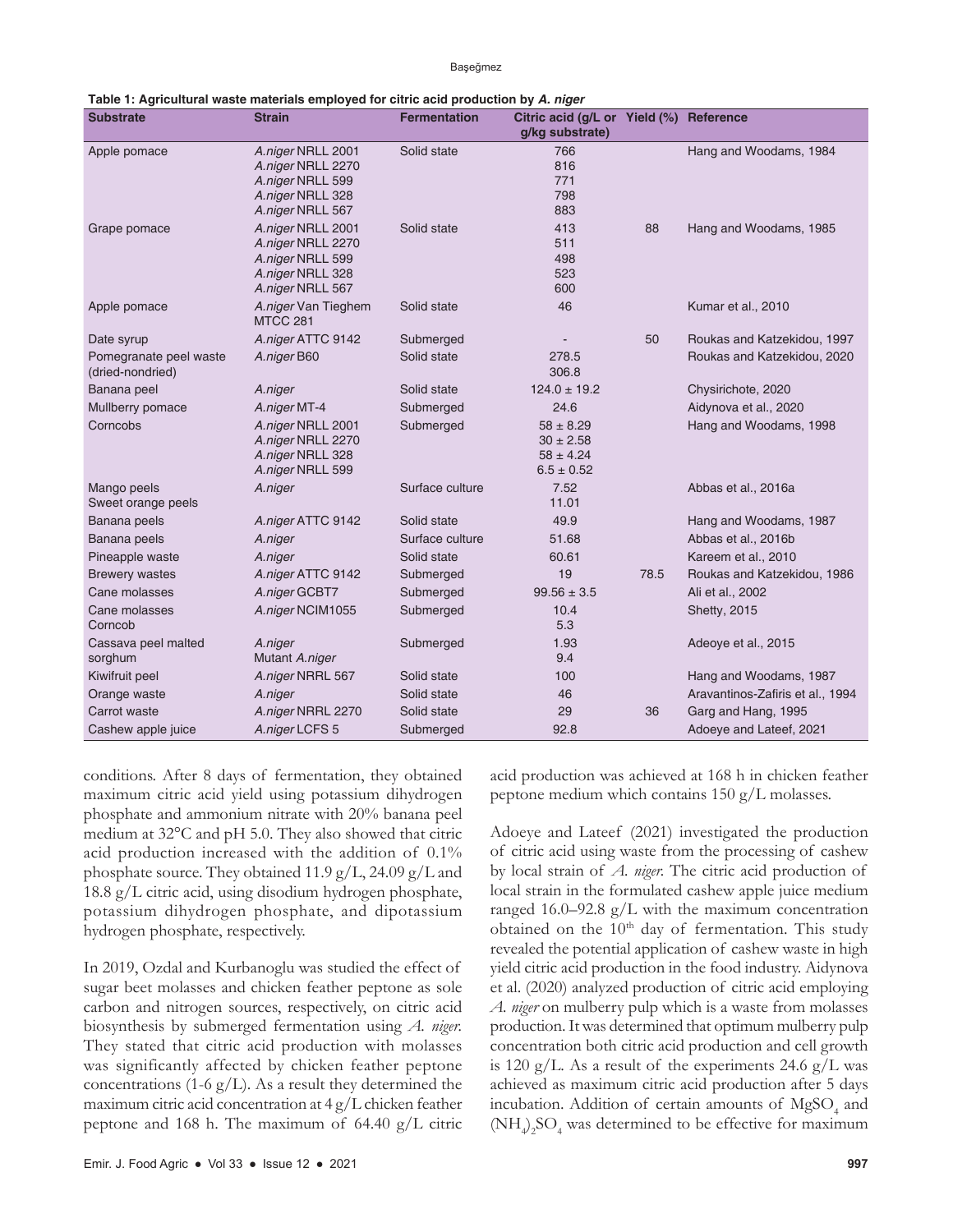**Table 1: Agricultural waste materials employed for citric acid production by *A. niger***

| Substrate | Strain | Fermentation | Citric acid (g/L or g/kg substrate) | Yield (%) | Reference |
|---|---|---|---|---|---|
| Apple pomace | *A.niger* NRLL 2001<br>*A.niger* NRLL 2270<br>*A.niger* NRLL 599<br>*A.niger* NRLL 328<br>*A.niger* NRLL 567 | Solid state | 766<br>816<br>771<br>798<br>883 | | Hang and Woodams, 1984 |
| Grape pomace | *A.niger* NRLL 2001<br>*A.niger* NRLL 2270<br>*A.niger* NRLL 599<br>*A.niger* NRLL 328<br>*A.niger* NRLL 567 | Solid state | 413<br>511<br>498<br>523<br>600 | 88 | Hang and Woodams, 1985 |
| Apple pomace | *A.niger* Van Tieghem MTCC 281 | Solid state | 46 | | Kumar et al., 2010 |
| Date syrup | *A.niger* ATTC 9142 | Submerged | - | 50 | Roukas and Katzekidou, 1997 |
| Pomegranate peel waste (dried-nondried) | *A.niger* B60 | Solid state | 278.5<br>306.8 | | Roukas and Katzekidou, 2020 |
| Banana peel | *A.niger* | Solid state | 124.0 ± 19.2 | | Chysirichote, 2020 |
| Mullberry pomace | *A.niger* MT-4 | Submerged | 24.6 | | Aidynova et al., 2020 |
| Corncobs | *A.niger* NRLL 2001<br>*A.niger* NRLL 2270<br>*A.niger* NRLL 328<br>*A.niger* NRLL 599 | Submerged | 58 ± 8.29<br>30 ± 2.58<br>58 ± 4.24<br>6.5 ± 0.52 | | Hang and Woodams, 1998 |
| Mango peels<br>Sweet orange peels | *A.niger* | Surface culture | 7.52<br>11.01 | | Abbas et al., 2016a |
| Banana peels | *A.niger* ATTC 9142 | Solid state | 49.9 | | Hang and Woodams, 1987 |
| Banana peels | *A.niger* | Surface culture | 51.68 | | Abbas et al., 2016b |
| Pineapple waste | *A.niger* | Solid state | 60.61 | | Kareem et al., 2010 |
| Brewery wastes | *A.niger* ATTC 9142 | Submerged | 19 | 78.5 | Roukas and Katzekidou, 1986 |
| Cane molasses | *A.niger* GCBT7 | Submerged | 99.56 ± 3.5 | | Ali et al., 2002 |
| Cane molasses<br>Corncob | *A.niger* NCIM1055 | Submerged | 10.4<br>5.3 | | Shetty, 2015 |
| Cassava peel malted sorghum | *A.niger*<br>Mutant *A.niger* | Submerged | 1.93<br>9.4 | | Adeoye et al., 2015 |
| Kiwifruit peel | *A.niger* NRRL 567 | Solid state | 100 | | Hang and Woodams, 1987 |
| Orange waste | *A.niger* | Solid state | 46 | | Aravantinos-Zafiris et al., 1994 |
| Carrot waste | *A.niger* NRRL 2270 | Solid state | 29 | 36 | Garg and Hang, 1995 |
| Cashew apple juice | *A.niger* LCFS 5 | Submerged | 92.8 | | Adoeye and Lateef, 2021 |

conditions. After 8 days of fermentation, they obtained maximum citric acid yield using potassium dihydrogen phosphate and ammonium nitrate with 20% banana peel medium at 32°C and pH 5.0. They also showed that citric acid production increased with the addition of 0.1% phosphate source. They obtained 11.9 g/L, 24.09 g/L and 18.8 g/L citric acid, using disodium hydrogen phosphate, potassium dihydrogen phosphate, and dipotassium hydrogen phosphate, respectively.

In 2019, Ozdal and Kurbanoglu was studied the effect of sugar beet molasses and chicken feather peptone as sole carbon and nitrogen sources, respectively, on citric acid biosynthesis by submerged fermentation using *A. niger*. They stated that citric acid production with molasses was significantly affected by chicken feather peptone concentrations (1-6 g/L). As a result they determined the maximum citric acid concentration at 4 g/L chicken feather peptone and 168 h. The maximum of 64.40 g/L citric acid production was achieved at 168 h in chicken feather peptone medium which contains 150 g/L molasses.

Adoeye and Lateef (2021) investigated the production of citric acid using waste from the processing of cashew by local strain of *A. niger*. The citric acid production of local strain in the formulated cashew apple juice medium ranged 16.0–92.8 g/L with the maximum concentration obtained on the 10th day of fermentation. This study revealed the potential application of cashew waste in high yield citric acid production in the food industry. Aidynova et al. (2020) analyzed production of citric acid employing *A. niger* on mulberry pulp which is a waste from molasses production. It was determined that optimum mulberry pulp concentration both citric acid production and cell growth is 120 g/L. As a result of the experiments 24.6 g/L was achieved as maximum citric acid production after 5 days incubation. Addition of certain amounts of $MgSO_4$ and $(NH_4)_2SO_4$ was determined to be effective for maximum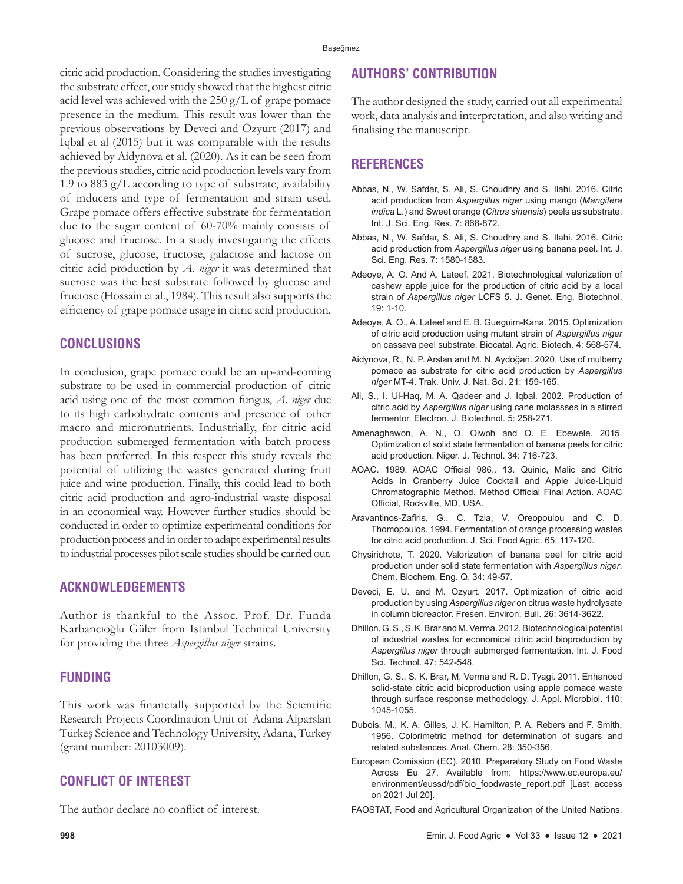citric acid production. Considering the studies investigating the substrate effect, our study showed that the highest citric acid level was achieved with the 250 g/L of grape pomace presence in the medium. This result was lower than the previous observations by Deveci and Özyurt (2017) and Iqbal et al (2015) but it was comparable with the results achieved by Aidynova et al. (2020). As it can be seen from the previous studies, citric acid production levels vary from 1.9 to 883 g/L according to type of substrate, availability of inducers and type of fermentation and strain used. Grape pomace offers effective substrate for fermentation due to the sugar content of 60-70% mainly consists of glucose and fructose. In a study investigating the effects of sucrose, glucose, fructose, galactose and lactose on citric acid production by *A. niger* it was determined that sucrose was the best substrate followed by glucose and fructose (Hossain et al., 1984). This result also supports the efficiency of grape pomace usage in citric acid production.

## CONCLUSIONS

In conclusion, grape pomace could be an up-and-coming substrate to be used in commercial production of citric acid using one of the most common fungus, *A. niger* due to its high carbohydrate contents and presence of other macro and micronutrients. Industrially, for citric acid production submerged fermentation with batch process has been preferred. In this respect this study reveals the potential of utilizing the wastes generated during fruit juice and wine production. Finally, this could lead to both citric acid production and agro-industrial waste disposal in an economical way. However further studies should be conducted in order to optimize experimental conditions for production process and in order to adapt experimental results to industrial processes pilot scale studies should be carried out.

## ACKNOWLEDGEMENTS

Author is thankful to the Assoc. Prof. Dr. Funda Karbancıoğlu Güler from Istanbul Technical University for providing the three *Aspergillus niger* strains.

## FUNDING

This work was financially supported by the Scientific Research Projects Coordination Unit of Adana Alparslan Türkeş Science and Technology University, Adana, Turkey (grant number: 20103009).

## CONFLICT OF INTEREST

The author declare no conflict of interest.

## AUTHORS' CONTRIBUTION

The author designed the study, carried out all experimental work, data analysis and interpretation, and also writing and finalising the manuscript.

## REFERENCES

Abbas, N., W. Safdar, S. Ali, S. Choudhry and S. Ilahi. 2016. Citric acid production from *Aspergillus niger* using mango (*Mangifera indica* L.) and Sweet orange (*Citrus sinensis*) peels as substrate. Int. J. Sci. Eng. Res. 7: 868-872.

Abbas, N., W. Safdar, S. Ali, S. Choudhry and S. Ilahi. 2016. Citric acid production from *Aspergillus niger* using banana peel. Int. J. Sci. Eng. Res. 7: 1580-1583.

Adeoye, A. O. And A. Lateef. 2021. Biotechnological valorization of cashew apple juice for the production of citric acid by a local strain of *Aspergillus niger* LCFS 5. J. Genet. Eng. Biotechnol. 19: 1-10.

Adeoye, A. O., A. Lateef and E. B. Gueguim-Kana. 2015. Optimization of citric acid production using mutant strain of *Aspergillus niger* on cassava peel substrate. Biocatal. Agric. Biotech. 4: 568-574.

Aidynova, R., N. P. Arslan and M. N. Aydoğan. 2020. Use of mulberry pomace as substrate for citric acid production by *Aspergillus niger* MT-4. Trak. Univ. J. Nat. Sci. 21: 159-165.

Ali, S., I. Ul-Haq, M. A. Qadeer and J. Iqbal. 2002. Production of citric acid by *Aspergillus niger* using cane molassses in a stirred fermentor. Electron. J. Biotechnol. 5: 258-271.

Amenaghawon, A. N., O. Oiwoh and O. E. Ebewele. 2015. Optimization of solid state fermentation of banana peels for citric acid production. Niger. J. Technol. 34: 716-723.

AOAC. 1989. AOAC Official 986.. 13. Quinic, Malic and Citric Acids in Cranberry Juice Cocktail and Apple Juice-Liquid Chromatographic Method. Method Official Final Action. AOAC Official, Rockville, MD, USA.

Aravantinos-Zafiris, G., C. Tzia, V. Oreopoulou and C. D. Thomopoulos. 1994. Fermentation of orange processing wastes for citric acid production. J. Sci. Food Agric. 65: 117-120.

Chysirichote, T. 2020. Valorization of banana peel for citric acid production under solid state fermentation with *Aspergillus niger*. Chem. Biochem. Eng. Q. 34: 49-57.

Deveci, E. U. and M. Ozyurt. 2017. Optimization of citric acid production by using *Aspergillus niger* on citrus waste hydrolysate in column bioreactor. Fresen. Environ. Bull. 26: 3614-3622.

Dhillon, G. S., S. K. Brar and M. Verma. 2012. Biotechnological potential of industrial wastes for economical citric acid bioproduction by *Aspergillus niger* through submerged fermentation. Int. J. Food Sci. Technol. 47: 542-548.

Dhillon, G. S., S. K. Brar, M. Verma and R. D. Tyagi. 2011. Enhanced solid-state citric acid bioproduction using apple pomace waste through surface response methodology. J. Appl. Microbiol. 110: 1045-1055.

Dubois, M., K. A. Gilles, J. K. Hamilton, P. A. Rebers and F. Smith, 1956. Colorimetric method for determination of sugars and related substances. Anal. Chem. 28: 350-356.

European Comission (EC). 2010. Preparatory Study on Food Waste Across Eu 27. Available from: https://www.ec.europa.eu/environment/eussd/pdf/bio_foodwaste_report.pdf [Last access on 2021 Jul 20].

FAOSTAT, Food and Agricultural Organization of the United Nations.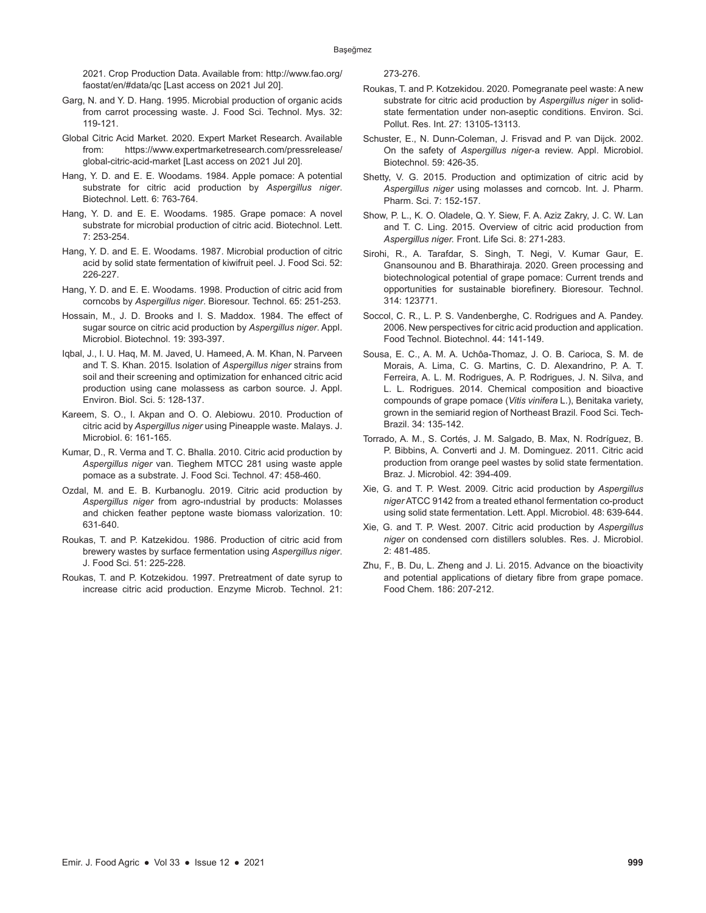2021. Crop Production Data. Available from: http://www.fao.org/faostat/en/#data/qc [Last access on 2021 Jul 20].

Garg, N. and Y. D. Hang. 1995. Microbial production of organic acids from carrot processing waste. J. Food Sci. Technol. Mys. 32: 119-121.

Global Citric Acid Market. 2020. Expert Market Research. Available from: https://www.expertmarketresearch.com/pressrelease/global-citric-acid-market [Last access on 2021 Jul 20].

Hang, Y. D. and E. E. Woodams. 1984. Apple pomace: A potential substrate for citric acid production by *Aspergillus niger*. Biotechnol. Lett. 6: 763-764.

Hang, Y. D. and E. E. Woodams. 1985. Grape pomace: A novel substrate for microbial production of citric acid. Biotechnol. Lett. 7: 253-254.

Hang, Y. D. and E. E. Woodams. 1987. Microbial production of citric acid by solid state fermentation of kiwifruit peel. J. Food Sci. 52: 226-227.

Hang, Y. D. and E. E. Woodams. 1998. Production of citric acid from corncobs by *Aspergillus niger*. Bioresour. Technol. 65: 251-253.

Hossain, M., J. D. Brooks and I. S. Maddox. 1984. The effect of sugar source on citric acid production by *Aspergillus niger*. Appl. Microbiol. Biotechnol. 19: 393-397.

Iqbal, J., I. U. Haq, M. M. Javed, U. Hameed, A. M. Khan, N. Parveen and T. S. Khan. 2015. Isolation of *Aspergillus niger* strains from soil and their screening and optimization for enhanced citric acid production using cane molassess as carbon source. J. Appl. Environ. Biol. Sci. 5: 128-137.

Kareem, S. O., I. Akpan and O. O. Alebiowu. 2010. Production of citric acid by *Aspergillus niger* using Pineapple waste. Malays. J. Microbiol. 6: 161-165.

Kumar, D., R. Verma and T. C. Bhalla. 2010. Citric acid production by *Aspergillus niger* van. Tieghem MTCC 281 using waste apple pomace as a substrate. J. Food Sci. Technol. 47: 458-460.

Ozdal, M. and E. B. Kurbanoglu. 2019. Citric acid production by *Aspergillus niger* from agro-ındustrial by products: Molasses and chicken feather peptone waste biomass valorization. 10: 631-640.

Roukas, T. and P. Katzekidou. 1986. Production of citric acid from brewery wastes by surface fermentation using *Aspergillus niger*. J. Food Sci. 51: 225-228.

Roukas, T. and P. Kotzekidou. 1997. Pretreatment of date syrup to increase citric acid production. Enzyme Microb. Technol. 21: 273-276.

Roukas, T. and P. Kotzekidou. 2020. Pomegranate peel waste: A new substrate for citric acid production by *Aspergillus niger* in solid-state fermentation under non-aseptic conditions. Environ. Sci. Pollut. Res. Int. 27: 13105-13113.

Schuster, E., N. Dunn-Coleman, J. Frisvad and P. van Dijck. 2002. On the safety of *Aspergillus niger*-a review. Appl. Microbiol. Biotechnol. 59: 426-35.

Shetty, V. G. 2015. Production and optimization of citric acid by *Aspergillus niger* using molasses and corncob. Int. J. Pharm. Pharm. Sci. 7: 152-157.

Show, P. L., K. O. Oladele, Q. Y. Siew, F. A. Aziz Zakry, J. C. W. Lan and T. C. Ling. 2015. Overview of citric acid production from *Aspergillus niger.* Front. Life Sci. 8: 271-283.

Sirohi, R., A. Tarafdar, S. Singh, T. Negi, V. Kumar Gaur, E. Gnansounou and B. Bharathiraja. 2020. Green processing and biotechnological potential of grape pomace: Current trends and opportunities for sustainable biorefinery. Bioresour. Technol. 314: 123771.

Soccol, C. R., L. P. S. Vandenberghe, C. Rodrigues and A. Pandey. 2006. New perspectives for citric acid production and application. Food Technol. Biotechnol. 44: 141-149.

Sousa, E. C., A. M. A. Uchôa-Thomaz, J. O. B. Carioca, S. M. de Morais, A. Lima, C. G. Martins, C. D. Alexandrino, P. A. T. Ferreira, A. L. M. Rodrigues, A. P. Rodrigues, J. N. Silva, and L. L. Rodrigues. 2014. Chemical composition and bioactive compounds of grape pomace (*Vitis vinifera* L.), Benitaka variety, grown in the semiarid region of Northeast Brazil. Food Sci. Tech-Brazil. 34: 135-142.

Torrado, A. M., S. Cortés, J. M. Salgado, B. Max, N. Rodríguez, B. P. Bibbins, A. Converti and J. M. Dominguez. 2011. Citric acid production from orange peel wastes by solid state fermentation. Braz. J. Microbiol. 42: 394-409.

Xie, G. and T. P. West. 2009. Citric acid production by *Aspergillus niger* ATCC 9142 from a treated ethanol fermentation co-product using solid state fermentation. Lett. Appl. Microbiol. 48: 639-644.

Xie, G. and T. P. West. 2007. Citric acid production by *Aspergillus niger* on condensed corn distillers solubles. Res. J. Microbiol. 2: 481-485.

Zhu, F., B. Du, L. Zheng and J. Li. 2015. Advance on the bioactivity and potential applications of dietary fibre from grape pomace. Food Chem. 186: 207-212.